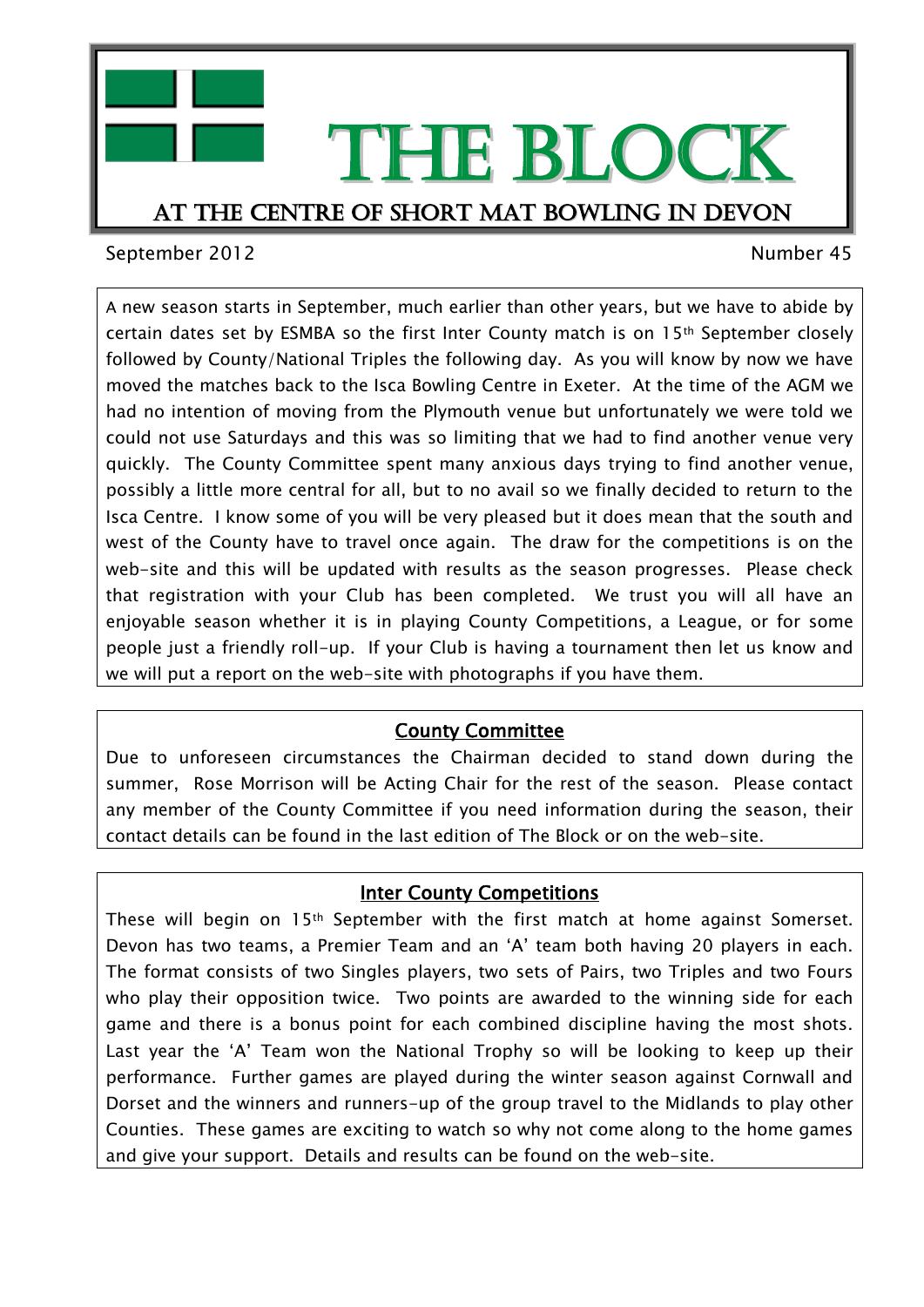# THE BLOCK

## AT THE CENTRE OF SHORT MAT BOWLING IN DEVON

September 2012 Number 45

A new season starts in September, much earlier than other years, but we have to abide by certain dates set by ESMBA so the first Inter County match is on 15th September closely followed by County/National Triples the following day. As you will know by now we have moved the matches back to the Isca Bowling Centre in Exeter. At the time of the AGM we had no intention of moving from the Plymouth venue but unfortunately we were told we could not use Saturdays and this was so limiting that we had to find another venue very quickly. The County Committee spent many anxious days trying to find another venue, possibly a little more central for all, but to no avail so we finally decided to return to the Isca Centre. I know some of you will be very pleased but it does mean that the south and west of the County have to travel once again. The draw for the competitions is on the web-site and this will be updated with results as the season progresses. Please check that registration with your Club has been completed. We trust you will all have an enjoyable season whether it is in playing County Competitions, a League, or for some people just a friendly roll-up. If your Club is having a tournament then let us know and we will put a report on the web-site with photographs if you have them.

### County Committee

Due to unforeseen circumstances the Chairman decided to stand down during the summer, Rose Morrison will be Acting Chair for the rest of the season. Please contact any member of the County Committee if you need information during the season, their contact details can be found in the last edition of The Block or on the web-site.

### Inter County Competitions

These will begin on 15th September with the first match at home against Somerset. Devon has two teams, a Premier Team and an 'A' team both having 20 players in each. The format consists of two Singles players, two sets of Pairs, two Triples and two Fours who play their opposition twice. Two points are awarded to the winning side for each game and there is a bonus point for each combined discipline having the most shots. Last year the 'A' Team won the National Trophy so will be looking to keep up their performance. Further games are played during the winter season against Cornwall and Dorset and the winners and runners-up of the group travel to the Midlands to play other Counties. These games are exciting to watch so why not come along to the home games and give your support. Details and results can be found on the web-site.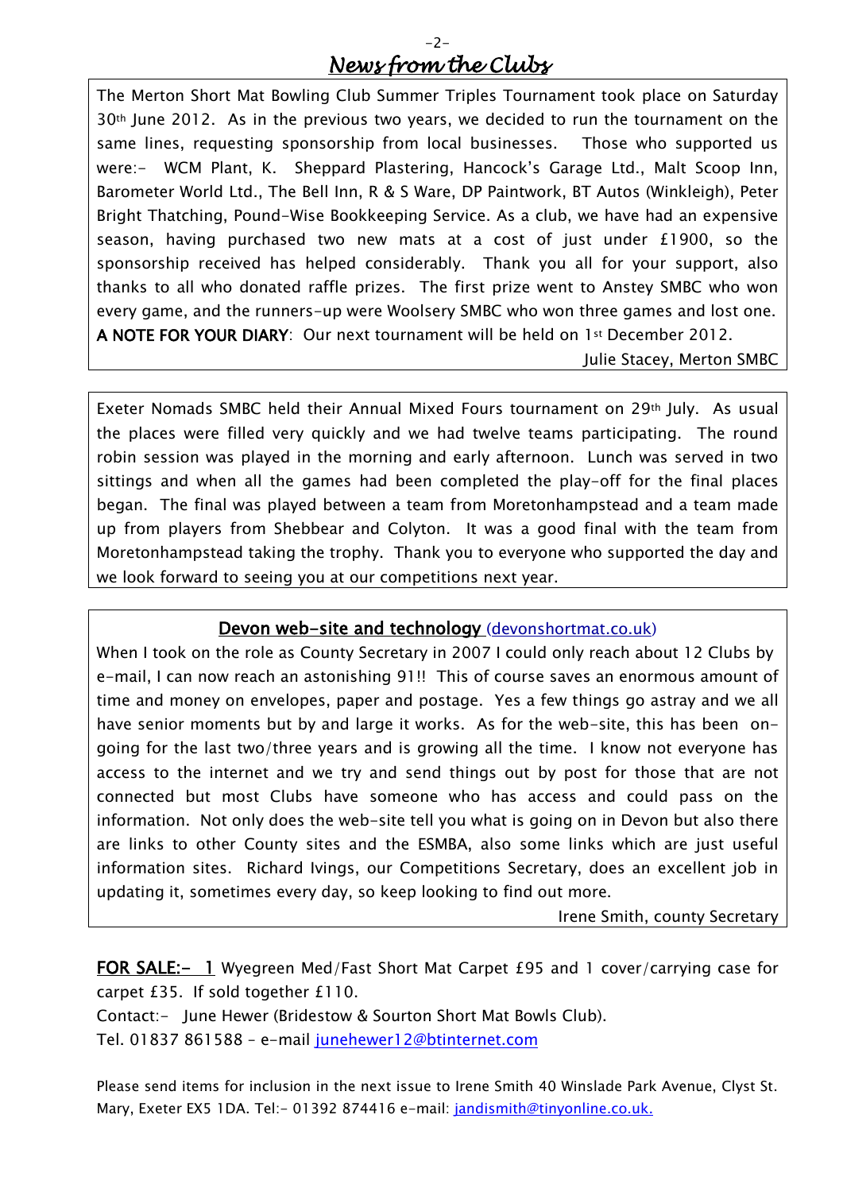# *News from the Clubs*

The Merton Short Mat Bowling Club Summer Triples Tournament took place on Saturday 30th June 2012. As in the previous two years, we decided to run the tournament on the same lines, requesting sponsorship from local businesses. Those who supported us were:- WCM Plant, K. Sheppard Plastering, Hancock's Garage Ltd., Malt Scoop Inn, Barometer World Ltd., The Bell Inn, R & S Ware, DP Paintwork, BT Autos (Winkleigh), Peter Bright Thatching, Pound-Wise Bookkeeping Service. As a club, we have had an expensive season, having purchased two new mats at a cost of just under £1900, so the sponsorship received has helped considerably. Thank you all for your support, also thanks to all who donated raffle prizes. The first prize went to Anstey SMBC who won every game, and the runners-up were Woolsery SMBC who won three games and lost one.
**A NOTE FOR YOUR DIARY**: Our next tournament will be held on 1st December 2012.

Julie Stacey, Merton SMBC

Exeter Nomads SMBC held their Annual Mixed Fours tournament on 29th July. As usual the places were filled very quickly and we had twelve teams participating. The round robin session was played in the morning and early afternoon. Lunch was served in two sittings and when all the games had been completed the play-off for the final places began. The final was played between a team from Moretonhampstead and a team made up from players from Shebbear and Colyton. It was a good final with the team from Moretonhampstead taking the trophy. Thank you to everyone who supported the day and we look forward to seeing you at our competitions next year.

## Devon web-site and technology (devonshortmat.co.uk)

When I took on the role as County Secretary in 2007 I could only reach about 12 Clubs by e-mail, I can now reach an astonishing 91!! This of course saves an enormous amount of time and money on envelopes, paper and postage. Yes a few things go astray and we all have senior moments but by and large it works. As for the web-site, this has been on-going for the last two/three years and is growing all the time. I know not everyone has access to the internet and we try and send things out by post for those that are not connected but most Clubs have someone who has access and could pass on the information. Not only does the web-site tell you what is going on in Devon but also there are links to other County sites and the ESMBA, also some links which are just useful information sites. Richard Ivings, our Competitions Secretary, does an excellent job in updating it, sometimes every day, so keep looking to find out more.

Irene Smith, county Secretary

**FOR SALE:- 1** Wyegreen Med/Fast Short Mat Carpet £95 and 1 cover/carrying case for carpet £35. If sold together £110.
Contact:- June Hewer (Bridestow & Sourton Short Mat Bowls Club).
Tel. 01837 861588 – e-mail junehewer12@btinternet.com

Please send items for inclusion in the next issue to Irene Smith 40 Winslade Park Avenue, Clyst St. Mary, Exeter EX5 1DA. Tel:- 01392 874416 e-mail: jandismith@tinyonline.co.uk.